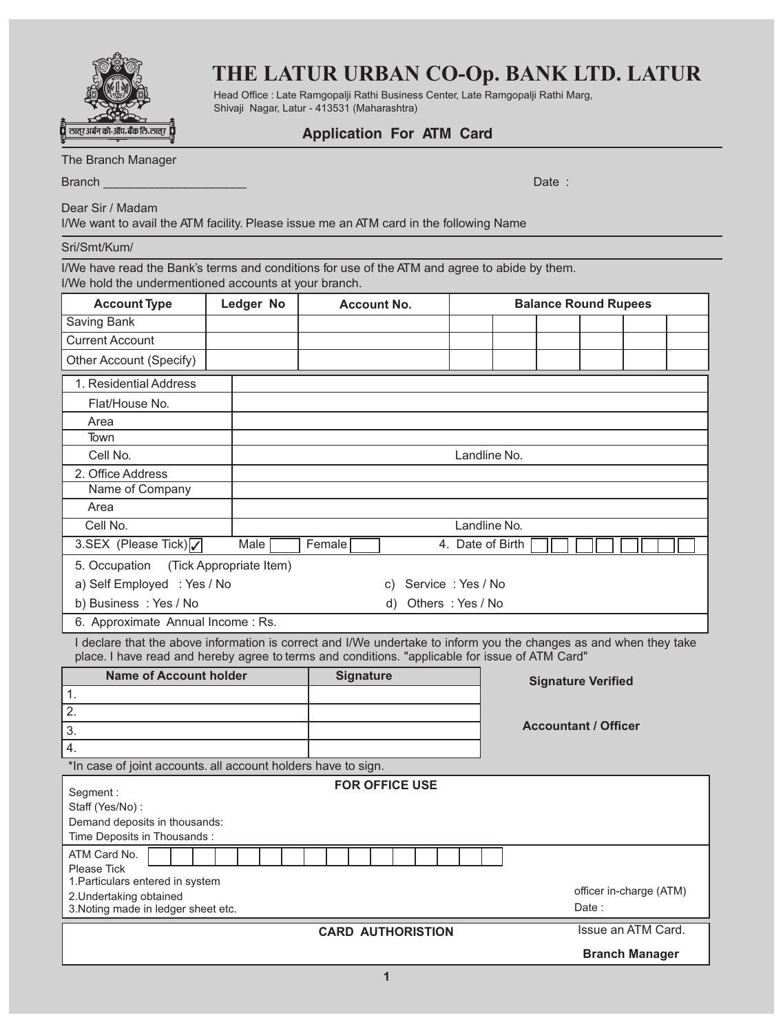लातूर अर्बन को-ऑप. बँक लि. लातूर

# THE LATUR URBAN CO-Op. BANK LTD. LATUR

Head Office : Late Ramgopalji Rathi Business Center, Late Ramgopalji Rathi Marg, Shivaji Nagar, Latur - 413531 (Maharashtra)

## Application For ATM Card

The Branch Manager

Branch ____________________ Date :

Dear Sir / Madam

I/We want to avail the ATM facility. Please issue me an ATM card in the following Name

Sri/Smt/Kum/

I/We have read the Bank's terms and conditions for use of the ATM and agree to abide by them.

I/We hold the undermentioned accounts at your branch.

| Account Type | Ledger No | Account No. | Balance Round Rupees | | | | | |
|---|---|---|---|---|---|---|---|---|
| Saving Bank | | | | | | | | |
| Current Account | | | | | | | | |
| Other Account (Specify) | | | | | | | | |

| | | |
|---|---|---|
| 1. Residential Address | | |
| Flat/House No. | | |
| Area | | |
| Town | | |
| Cell No. | | Landline No. |
| 2. Office Address | | |
| Name of Company | | |
| Area | | |
| Cell No. | | Landline No. |
| 3.SEX (Please Tick) ✓ | Male ☐ Female ☐ | 4. Date of Birth ☐☐ ☐☐ ☐☐☐☐ |

5. Occupation (Tick Appropriate Item)

a) Self Employed : Yes / No

b) Business : Yes / No

c) Service : Yes / No

d) Others : Yes / No

6. Approximate Annual Income : Rs.

I declare that the above information is correct and I/We undertake to inform you the changes as and when they take place. I have read and hereby agree to terms and conditions. "applicable for issue of ATM Card"

| Name of Account holder | Signature |
|---|---|
| 1. | |
| 2. | |
| 3. | |
| 4. | |

**Signature Verified**

**Accountant / Officer**

*In case of joint accounts. all account holders have to sign.

**FOR OFFICE USE**

Segment :

Staff (Yes/No) :

Demand deposits in thousands:

Time Deposits in Thousands :

ATM Card No. ☐☐☐☐☐☐☐☐☐☐☐☐☐☐☐☐

Please Tick

1.Particulars entered in system

2.Undertaking obtained

3.Noting made in ledger sheet etc.

officer in-charge (ATM)

Date :

**CARD AUTHORISTION**

Issue an ATM Card.

**Branch Manager**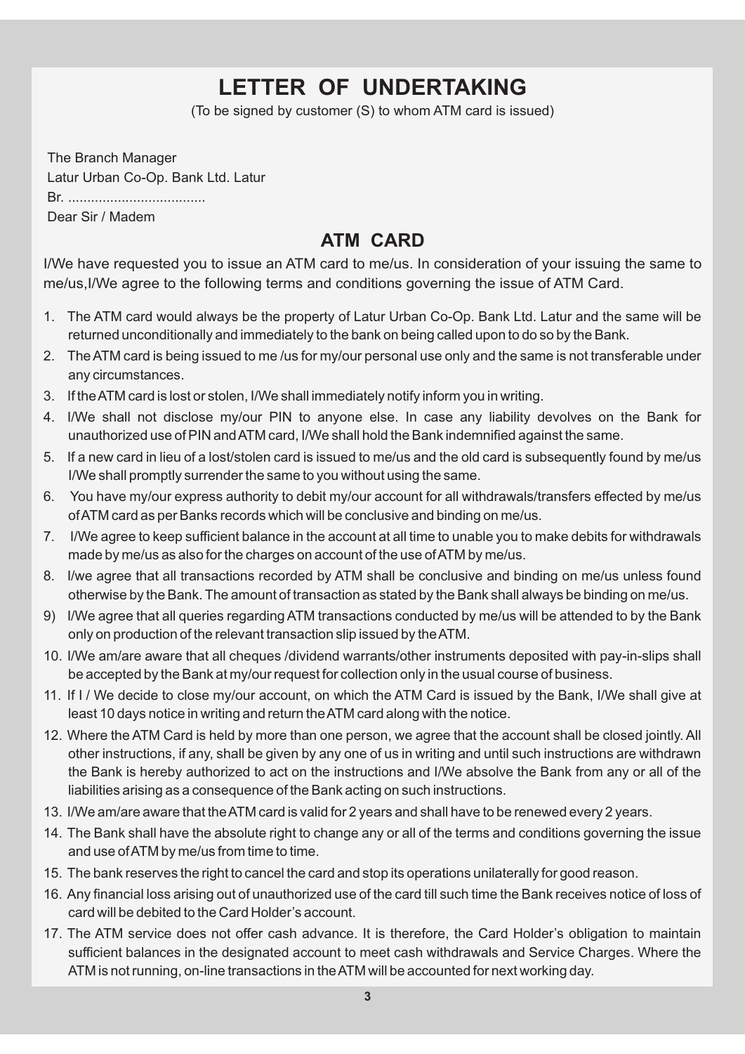# LETTER OF UNDERTAKING

(To be signed by customer (S) to whom ATM card is issued)

The Branch Manager
Latur Urban Co-Op. Bank Ltd. Latur
Br. ....................................
Dear Sir / Madem

## ATM CARD

I/We have requested you to issue an ATM card to me/us. In consideration of your issuing the same to me/us,I/We agree to the following terms and conditions governing the issue of ATM Card.

1. The ATM card would always be the property of Latur Urban Co-Op. Bank Ltd. Latur and the same will be returned unconditionally and immediately to the bank on being called upon to do so by the Bank.
2. The ATM card is being issued to me /us for my/our personal use only and the same is not transferable under any circumstances.
3. If the ATM card is lost or stolen, I/We shall immediately notify inform you in writing.
4. I/We shall not disclose my/our PIN to anyone else. In case any liability devolves on the Bank for unauthorized use of PIN and ATM card, I/We shall hold the Bank indemnified against the same.
5. If a new card in lieu of a lost/stolen card is issued to me/us and the old card is subsequently found by me/us I/We shall promptly surrender the same to you without using the same.
6. You have my/our express authority to debit my/our account for all withdrawals/transfers effected by me/us of ATM card as per Banks records which will be conclusive and binding on me/us.
7. I/We agree to keep sufficient balance in the account at all time to unable you to make debits for withdrawals made by me/us as also for the charges on account of the use of ATM by me/us.
8. I/we agree that all transactions recorded by ATM shall be conclusive and binding on me/us unless found otherwise by the Bank. The amount of transaction as stated by the Bank shall always be binding on me/us.
9) I/We agree that all queries regarding ATM transactions conducted by me/us will be attended to by the Bank only on production of the relevant transaction slip issued by the ATM.
10. I/We am/are aware that all cheques /dividend warrants/other instruments deposited with pay-in-slips shall be accepted by the Bank at my/our request for collection only in the usual course of business.
11. If I / We decide to close my/our account, on which the ATM Card is issued by the Bank, I/We shall give at least 10 days notice in writing and return the ATM card along with the notice.
12. Where the ATM Card is held by more than one person, we agree that the account shall be closed jointly. All other instructions, if any, shall be given by any one of us in writing and until such instructions are withdrawn the Bank is hereby authorized to act on the instructions and I/We absolve the Bank from any or all of the liabilities arising as a consequence of the Bank acting on such instructions.
13. I/We am/are aware that the ATM card is valid for 2 years and shall have to be renewed every 2 years.
14. The Bank shall have the absolute right to change any or all of the terms and conditions governing the issue and use of ATM by me/us from time to time.
15. The bank reserves the right to cancel the card and stop its operations unilaterally for good reason.
16. Any financial loss arising out of unauthorized use of the card till such time the Bank receives notice of loss of card will be debited to the Card Holder's account.
17. The ATM service does not offer cash advance. It is therefore, the Card Holder's obligation to maintain sufficient balances in the designated account to meet cash withdrawals and Service Charges. Where the ATM is not running, on-line transactions in the ATM will be accounted for next working day.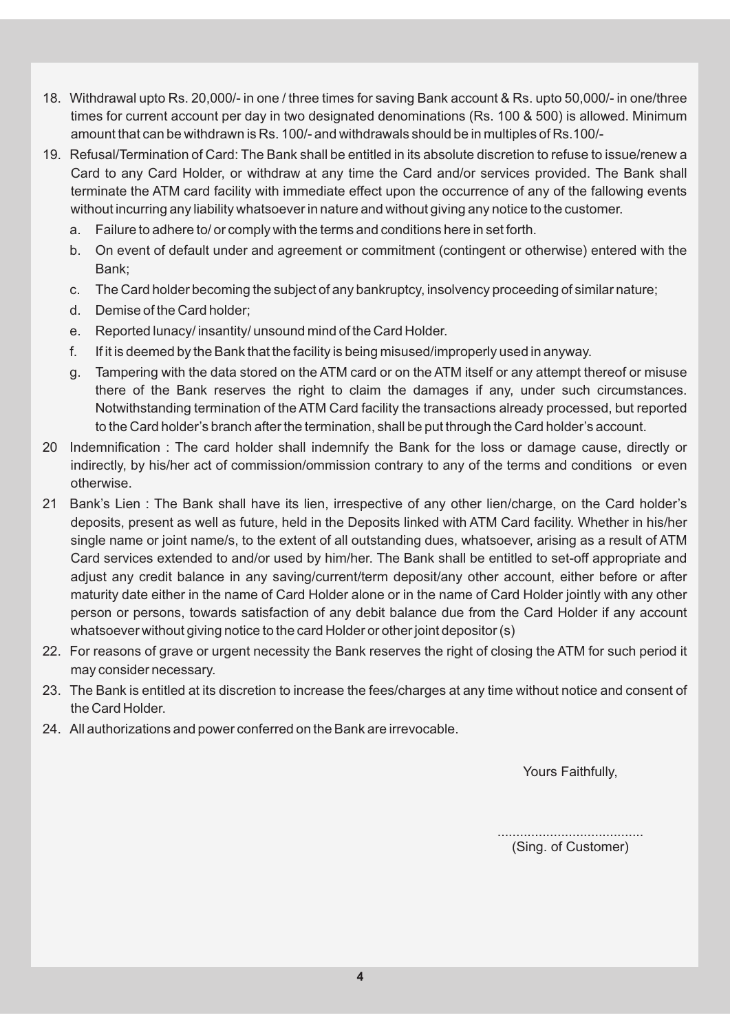18. Withdrawal upto Rs. 20,000/- in one / three times for saving Bank account & Rs. upto 50,000/- in one/three times for current account per day in two designated denominations (Rs. 100 & 500) is allowed. Minimum amount that can be withdrawn is Rs. 100/- and withdrawals should be in multiples of Rs.100/-

19. Refusal/Termination of Card: The Bank shall be entitled in its absolute discretion to refuse to issue/renew a Card to any Card Holder, or withdraw at any time the Card and/or services provided. The Bank shall terminate the ATM card facility with immediate effect upon the occurrence of any of the fallowing events without incurring any liability whatsoever in nature and without giving any notice to the customer.

    a. Failure to adhere to/ or comply with the terms and conditions here in set forth.
    b. On event of default under and agreement or commitment (contingent or otherwise) entered with the Bank;
    c. The Card holder becoming the subject of any bankruptcy, insolvency proceeding of similar nature;
    d. Demise of the Card holder;
    e. Reported lunacy/ insantity/ unsound mind of the Card Holder.
    f. If it is deemed by the Bank that the facility is being misused/improperly used in anyway.
    g. Tampering with the data stored on the ATM card or on the ATM itself or any attempt thereof or misuse there of the Bank reserves the right to claim the damages if any, under such circumstances. Notwithstanding termination of the ATM Card facility the transactions already processed, but reported to the Card holder's branch after the termination, shall be put through the Card holder's account.

20 Indemnification : The card holder shall indemnify the Bank for the loss or damage cause, directly or indirectly, by his/her act of commission/ommission contrary to any of the terms and conditions or even otherwise.

21 Bank's Lien : The Bank shall have its lien, irrespective of any other lien/charge, on the Card holder's deposits, present as well as future, held in the Deposits linked with ATM Card facility. Whether in his/her single name or joint name/s, to the extent of all outstanding dues, whatsoever, arising as a result of ATM Card services extended to and/or used by him/her. The Bank shall be entitled to set-off appropriate and adjust any credit balance in any saving/current/term deposit/any other account, either before or after maturity date either in the name of Card Holder alone or in the name of Card Holder jointly with any other person or persons, towards satisfaction of any debit balance due from the Card Holder if any account whatsoever without giving notice to the card Holder or other joint depositor (s)

22. For reasons of grave or urgent necessity the Bank reserves the right of closing the ATM for such period it may consider necessary.

23. The Bank is entitled at its discretion to increase the fees/charges at any time without notice and consent of the Card Holder.

24. All authorizations and power conferred on the Bank are irrevocable.

Yours Faithfully,

......................................
(Sing. of Customer)